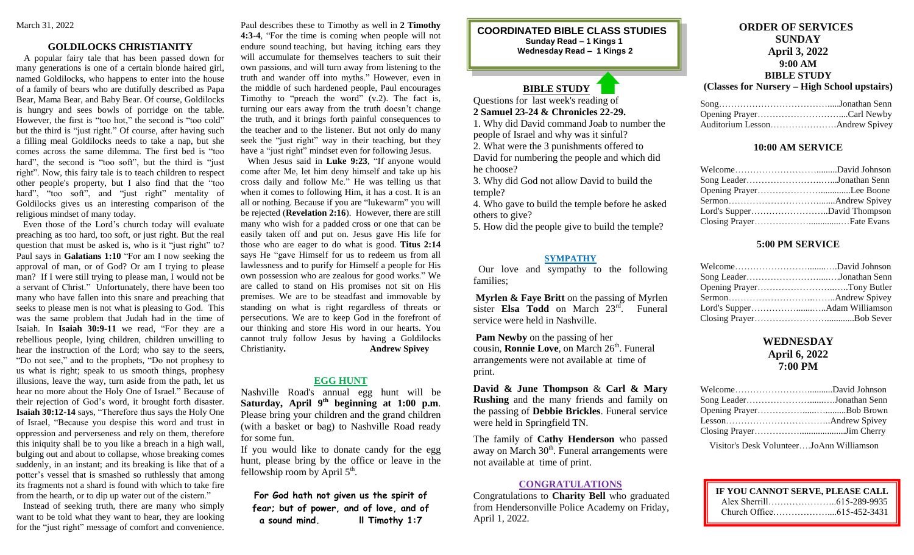March 31, 2022

## GOLDILOCKS CHRISTIANITY

A popular fairy tale that has been passed down for many generations is one of a certain blonde haired girl, named Goldilocks, who happens to enter into the house of a family of bears who are dutifully described as Papa Bear, Mama Bear, and Baby Bear. Of course, Goldilocks is hungry and sees bowls of porridge on the table. However, the first is "too hot," the second is "too cold" but the third is "just right." Of course, after having such a filling meal Goldilocks needs to take a nap, but she comes across the same dilemma. The first bed is "too hard", the second is "too soft", but the third is "just right". Now, this fairy tale is to teach children to respect other people's property, but I also find that the "too hard", "too soft", and "just right" mentality of Goldilocks gives us an interesting comparison of the religious mindset of many today.

Even those of the Lord's church today will evaluate preaching as too hard, too soft, or just right. But the real question that must be asked is, who is it "just right" to? Paul says in **Galatians 1:10** "For am I now seeking the approval of man, or of God? Or am I trying to please man? If I were still trying to please man, I would not be a servant of Christ." Unfortunately, there have been too many who have fallen into this snare and preaching that seeks to please men is not what is pleasing to God. This was the same problem that Judah had in the time of Isaiah. In **Isaiah 30:9-11** we read, "For they are a rebellious people, lying children, children unwilling to hear the instruction of the Lord; who say to the seers, "Do not see," and to the prophets, "Do not prophesy to us what is right; speak to us smooth things, prophesy illusions, leave the way, turn aside from the path, let us hear no more about the Holy One of Israel." Because of their rejection of God's word, it brought forth disaster. **Isaiah 30:12-14** says, "Therefore thus says the Holy One of Israel, "Because you despise this word and trust in oppression and perverseness and rely on them, therefore this iniquity shall be to you like a breach in a high wall, bulging out and about to collapse, whose breaking comes suddenly, in an instant; and its breaking is like that of a potter's vessel that is smashed so ruthlessly that among its fragments not a shard is found with which to take fire from the hearth, or to dip up water out of the cistern."

Instead of seeking truth, there are many who simply want to be told what they want to hear, they are looking for the "just right" message of comfort and convenience. Paul describes these to Timothy as well in **2 Timothy 4:3-4**, "For the time is coming when people will not endure sound teaching, but having itching ears they will accumulate for themselves teachers to suit their own passions, and will turn away from listening to the truth and wander off into myths." However, even in the middle of such hardened people, Paul encourages Timothy to "preach the word" (v.2). The fact is, turning our ears away from the truth doesn't change the truth, and it brings forth painful consequences to the teacher and to the listener. But not only do many seek the "just right" way in their teaching, but they have a "just right" mindset even for following Jesus.

When Jesus said in **Luke 9:23**, "If anyone would come after Me, let him deny himself and take up his cross daily and follow Me." He was telling us that when it comes to following Him, it has a cost. It is an all or nothing. Because if you are "lukewarm" you will be rejected (**Revelation 2:16**). However, there are still many who wish for a padded cross or one that can be easily taken off and put on. Jesus gave His life for those who are eager to do what is good. **Titus 2:14** says He "gave Himself for us to redeem us from all lawlessness and to purify for Himself a people for His own possession who are zealous for good works." We are called to stand on His promises not sit on His premises. We are to be steadfast and immovable by standing on what is right regardless of threats or persecutions. We are to keep God in the forefront of our thinking and store His word in our hearts. You cannot truly follow Jesus by having a Goldilocks Christianity. **Andrew Spivey**

## EGG HUNT

Nashville Road's annual egg hunt will be **Saturday, April 9th beginning at 1:00 p.m**. Please bring your children and the grand children (with a basket or bag) to Nashville Road ready for some fun.

If you would like to donate candy for the egg hunt, please bring by the office or leave in the fellowship room by April 5th.

**For God hath not given us the spirit of fear; but of power, and of love, and of a sound mind. II Timothy 1:7**

## COORDINATED BIBLE CLASS STUDIES

**Sunday Read – 1 Kings 1**
**Wednesday Read – 1 Kings 2**

## BIBLE STUDY

Questions for last week's reading of
**2 Samuel 23-24 & Chronicles 22-29.**

1. Why did David command Joab to number the people of Israel and why was it sinful?
2. What were the 3 punishments offered to David for numbering the people and which did he choose?
3. Why did God not allow David to build the temple?
4. Who gave to build the temple before he asked others to give?
5. How did the people give to build the temple?

## SYMPATHY

Our love and sympathy to the following families;

**Myrlen & Faye Britt** on the passing of Myrlen sister **Elsa Todd** on March 23rd. Funeral service were held in Nashville.

**Pam Newby** on the passing of her cousin, **Ronnie Love**, on March 26th. Funeral arrangements were not available at time of print.

**David & June Thompson** & **Carl & Mary Rushing** and the many friends and family on the passing of **Debbie Brickles**. Funeral service were held in Springfield TN.

The family of **Cathy Henderson** who passed away on March 30th. Funeral arrangements were not available at time of print.

## CONGRATULATIONS

Congratulations to **Charity Bell** who graduated from Hendersonville Police Academy on Friday, April 1, 2022.

## ORDER OF SERVICES
## SUNDAY
### April 3, 2022
### 9:00 AM
### BIBLE STUDY
**(Classes for Nursery – High School upstairs)**

Song…………………………………....Jonathan Senn
Opening Prayer………………………....Carl Newby
Auditorium Lesson………………….Andrew Spivey

### 10:00 AM SERVICE

Welcome…………………….........David Johnson
Song Leader…………………….....Jonathan Senn
Opening Prayer…………………............Lee Boone
Sermon……………………………......Andrew Spivey
Lord's Supper……………………..David Thompson
Closing Prayer……………….............…Fate Evans

### 5:00 PM SERVICE

Welcome……………………........….David Johnson
Song Leader…………………...…..Jonathan Senn
Opening Prayer………………….……Tony Butler
Sermon…………………………..…...Andrew Spivey
Lord's Supper………………......…..Adam Williamson
Closing Prayer…………………............Bob Sever

## WEDNESDAY
### April 6, 2022
### 7:00 PM

Welcome……………………...........David Johnson
Song Leader……………….......…..Jonathan Senn
Opening Prayer…………......…..........Bob Brown
Lesson……………………………..Andrew Spivey
Closing Prayer…………….....................Jim Cherry

Visitor's Desk Volunteer….JoAnn Williamson

**IF YOU CANNOT SERVE, PLEASE CALL**
Alex Sherrill…………………..615-289-9935
Church Office……………......615-452-3431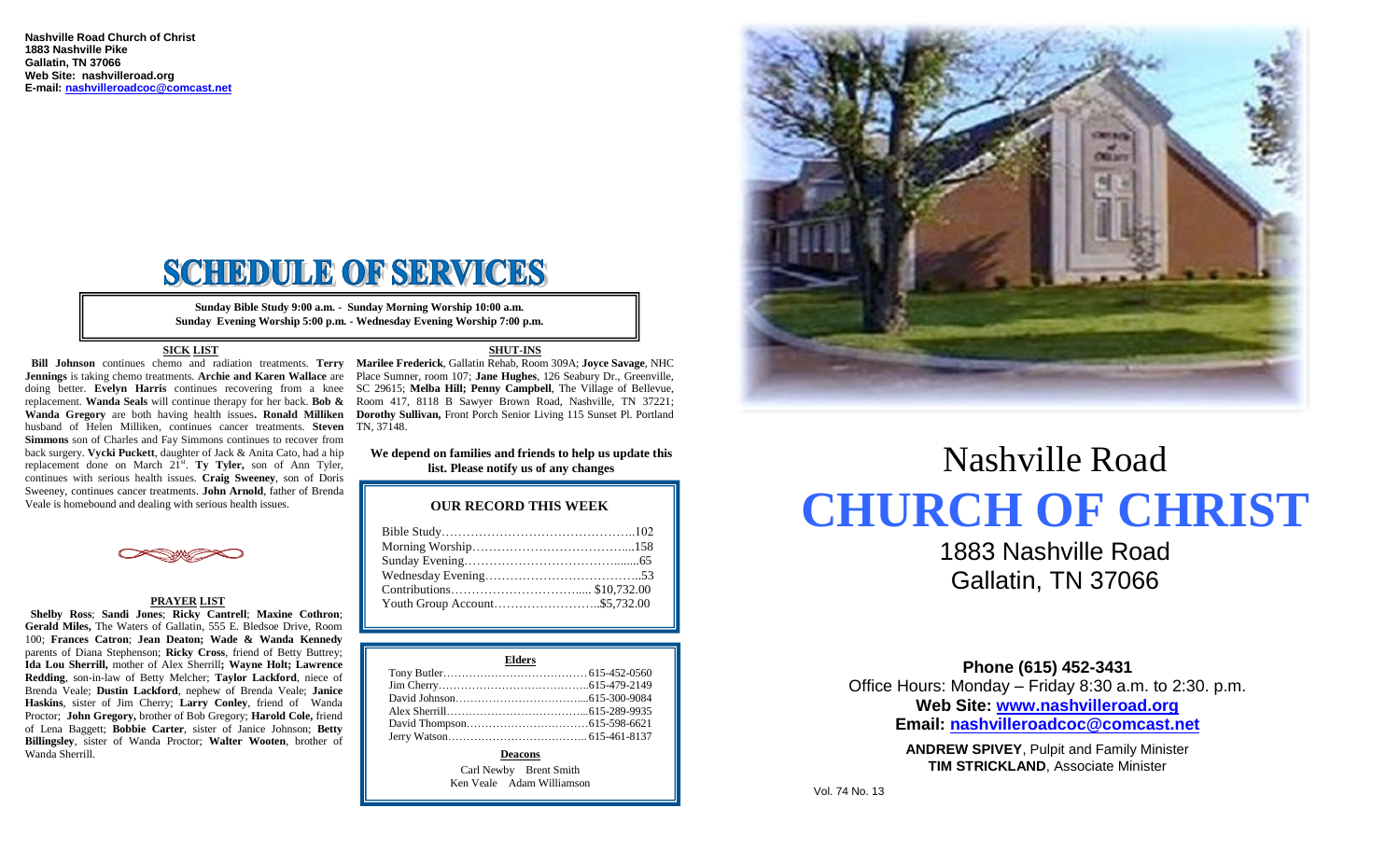**Nashville Road Church of Christ**
**1883 Nashville Pike**
**Gallatin, TN 37066**
**Web Site: nashvilleroad.org**
**E-mail: nashvilleroadcoc@comcast.net**

# SCHEDULE OF SERVICES

**Sunday Bible Study 9:00 a.m. - Sunday Morning Worship 10:00 a.m.**
**Sunday Evening Worship 5:00 p.m. - Wednesday Evening Worship 7:00 p.m.**

## SICK LIST

**Bill Johnson** continues chemo and radiation treatments. **Terry Jennings** is taking chemo treatments. **Archie and Karen Wallace** are doing better. **Evelyn Harris** continues recovering from a knee replacement. **Wanda Seals** will continue therapy for her back. **Bob & Wanda Gregory** are both having health issues**. Ronald Milliken** husband of Helen Milliken, continues cancer treatments. **Steven Simmons** son of Charles and Fay Simmons continues to recover from back surgery. **Vycki Puckett**, daughter of Jack & Anita Cato, had a hip replacement done on March 21st. **Ty Tyler,** son of Ann Tyler, continues with serious health issues. **Craig Sweeney**, son of Doris Sweeney, continues cancer treatments. **John Arnold**, father of Brenda Veale is homebound and dealing with serious health issues.

## PRAYER LIST

**Shelby Ross**; **Sandi Jones**; **Ricky Cantrell**; **Maxine Cothron**; **Gerald Miles,** The Waters of Gallatin, 555 E. Bledsoe Drive, Room 100; **Frances Catron**; **Jean Deaton; Wade & Wanda Kennedy** parents of Diana Stephenson; **Ricky Cross**, friend of Betty Buttrey; **Ida Lou Sherrill,** mother of Alex Sherrill**; Wayne Holt; Lawrence Redding**, son-in-law of Betty Melcher; **Taylor Lackford**, niece of Brenda Veale; **Dustin Lackford**, nephew of Brenda Veale; **Janice Haskins**, sister of Jim Cherry; **Larry Conley**, friend of Wanda Proctor; **John Gregory,** brother of Bob Gregory; **Harold Cole,** friend of Lena Baggett; **Bobbie Carter**, sister of Janice Johnson; **Betty Billingsley**, sister of Wanda Proctor; **Walter Wooten**, brother of Wanda Sherrill.

## SHUT-INS

**Marilee Frederick**, Gallatin Rehab, Room 309A; **Joyce Savage**, NHC Place Sumner, room 107; **Jane Hughes**, 126 Seabury Dr., Greenville, SC 29615; **Melba Hill; Penny Campbell**, The Village of Bellevue, Room 417, 8118 B Sawyer Brown Road, Nashville, TN 37221; **Dorothy Sullivan,** Front Porch Senior Living 115 Sunset Pl. Portland TN, 37148.

**We depend on families and friends to help us update this list. Please notify us of any changes**

## OUR RECORD THIS WEEK

| | |
|---|---|
| Bible Study | 102 |
| Morning Worship | 158 |
| Sunday Evening | 65 |
| Wednesday Evening | 53 |
| Contributions | $10,732.00 |
| Youth Group Account | $5,732.00 |

**Elders**

| | |
|---|---|
| Tony Butler | 615-452-0560 |
| Jim Cherry | 615-479-2149 |
| David Johnson | 615-300-9084 |
| Alex Sherrill | 615-289-9935 |
| David Thompson | 615-598-6621 |
| Jerry Watson | 615-461-8137 |

**Deacons**

Carl Newby Brent Smith
Ken Veale Adam Williamson

# Nashville Road
# CHURCH OF CHRIST

1883 Nashville Road
Gallatin, TN 37066

**Phone (615) 452-3431**
Office Hours: Monday – Friday 8:30 a.m. to 2:30. p.m.
**Web Site: www.nashvilleroad.org**
**Email: nashvilleroadcoc@comcast.net**

**ANDREW SPIVEY**, Pulpit and Family Minister
**TIM STRICKLAND**, Associate Minister

Vol. 74 No. 13